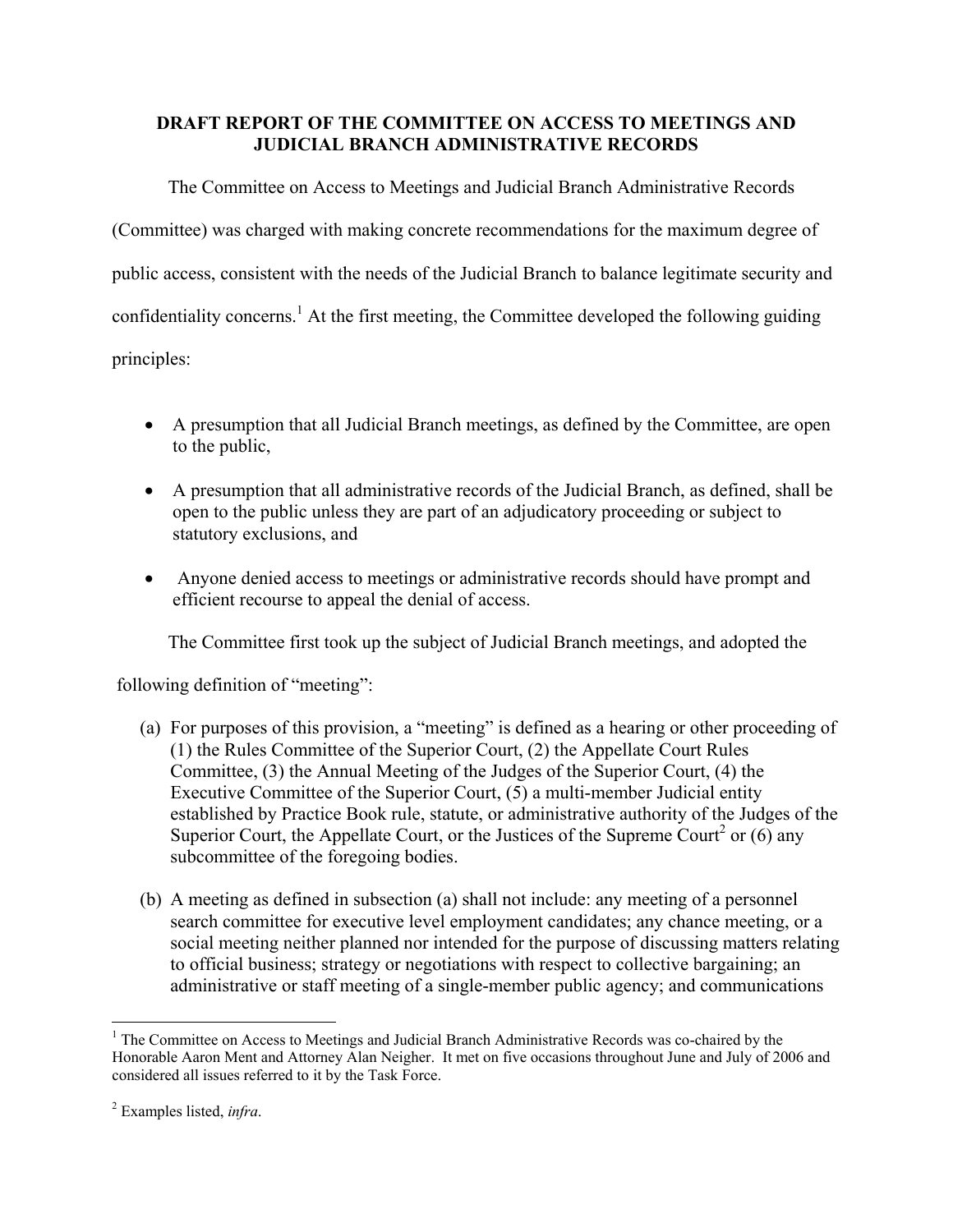**DRAFT REPORT OF THE COMMITTEE ON ACCESS TO MEETINGS AND JUDICIAL BRANCH ADMINISTRATIVE RECORDS**

The Committee on Access to Meetings and Judicial Branch Administrative Records (Committee) was charged with making concrete recommendations for the maximum degree of public access, consistent with the needs of the Judicial Branch to balance legitimate security and confidentiality concerns.[1] At the first meeting, the Committee developed the following guiding principles:

- A presumption that all Judicial Branch meetings, as defined by the Committee, are open to the public,
- A presumption that all administrative records of the Judicial Branch, as defined, shall be open to the public unless they are part of an adjudicatory proceeding or subject to statutory exclusions, and
- Anyone denied access to meetings or administrative records should have prompt and efficient recourse to appeal the denial of access.

The Committee first took up the subject of Judicial Branch meetings, and adopted the following definition of "meeting":

(a) For purposes of this provision, a "meeting" is defined as a hearing or other proceeding of (1) the Rules Committee of the Superior Court, (2) the Appellate Court Rules Committee, (3) the Annual Meeting of the Judges of the Superior Court, (4) the Executive Committee of the Superior Court, (5) a multi-member Judicial entity established by Practice Book rule, statute, or administrative authority of the Judges of the Superior Court, the Appellate Court, or the Justices of the Supreme Court[2] or (6) any subcommittee of the foregoing bodies.

(b) A meeting as defined in subsection (a) shall not include: any meeting of a personnel search committee for executive level employment candidates; any chance meeting, or a social meeting neither planned nor intended for the purpose of discussing matters relating to official business; strategy or negotiations with respect to collective bargaining; an administrative or staff meeting of a single-member public agency; and communications

---

[1] The Committee on Access to Meetings and Judicial Branch Administrative Records was co-chaired by the Honorable Aaron Ment and Attorney Alan Neigher. It met on five occasions throughout June and July of 2006 and considered all issues referred to it by the Task Force.

[2] Examples listed, *infra*.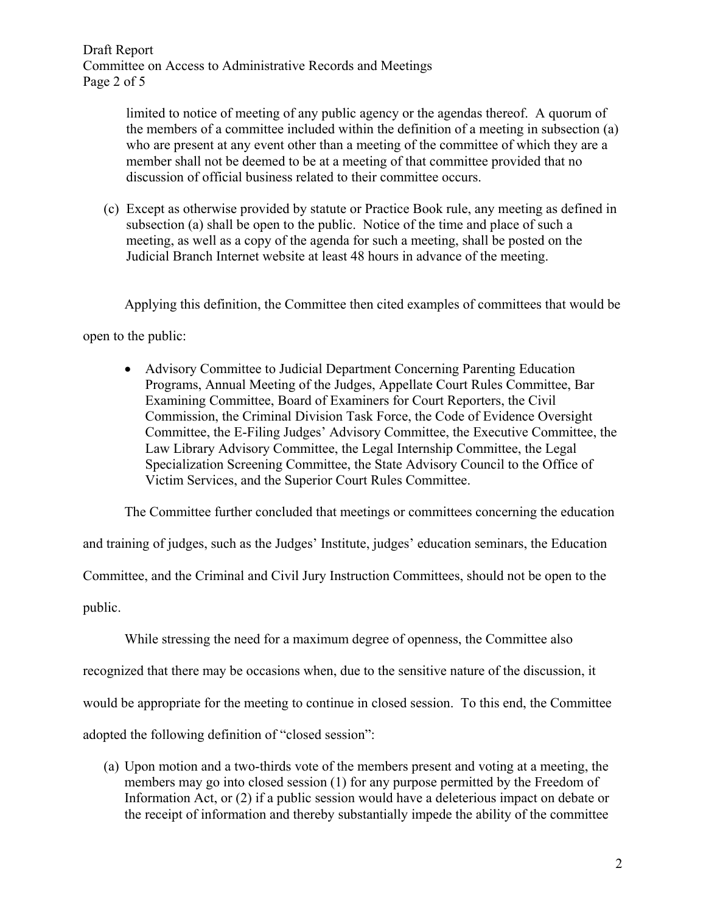limited to notice of meeting of any public agency or the agendas thereof. A quorum of the members of a committee included within the definition of a meeting in subsection (a) who are present at any event other than a meeting of the committee of which they are a member shall not be deemed to be at a meeting of that committee provided that no discussion of official business related to their committee occurs.

(c) Except as otherwise provided by statute or Practice Book rule, any meeting as defined in subsection (a) shall be open to the public. Notice of the time and place of such a meeting, as well as a copy of the agenda for such a meeting, shall be posted on the Judicial Branch Internet website at least 48 hours in advance of the meeting.

Applying this definition, the Committee then cited examples of committees that would be open to the public:

- Advisory Committee to Judicial Department Concerning Parenting Education Programs, Annual Meeting of the Judges, Appellate Court Rules Committee, Bar Examining Committee, Board of Examiners for Court Reporters, the Civil Commission, the Criminal Division Task Force, the Code of Evidence Oversight Committee, the E-Filing Judges' Advisory Committee, the Executive Committee, the Law Library Advisory Committee, the Legal Internship Committee, the Legal Specialization Screening Committee, the State Advisory Council to the Office of Victim Services, and the Superior Court Rules Committee.

The Committee further concluded that meetings or committees concerning the education and training of judges, such as the Judges' Institute, judges' education seminars, the Education Committee, and the Criminal and Civil Jury Instruction Committees, should not be open to the public.

While stressing the need for a maximum degree of openness, the Committee also recognized that there may be occasions when, due to the sensitive nature of the discussion, it would be appropriate for the meeting to continue in closed session. To this end, the Committee adopted the following definition of "closed session":

(a) Upon motion and a two-thirds vote of the members present and voting at a meeting, the members may go into closed session (1) for any purpose permitted by the Freedom of Information Act, or (2) if a public session would have a deleterious impact on debate or the receipt of information and thereby substantially impede the ability of the committee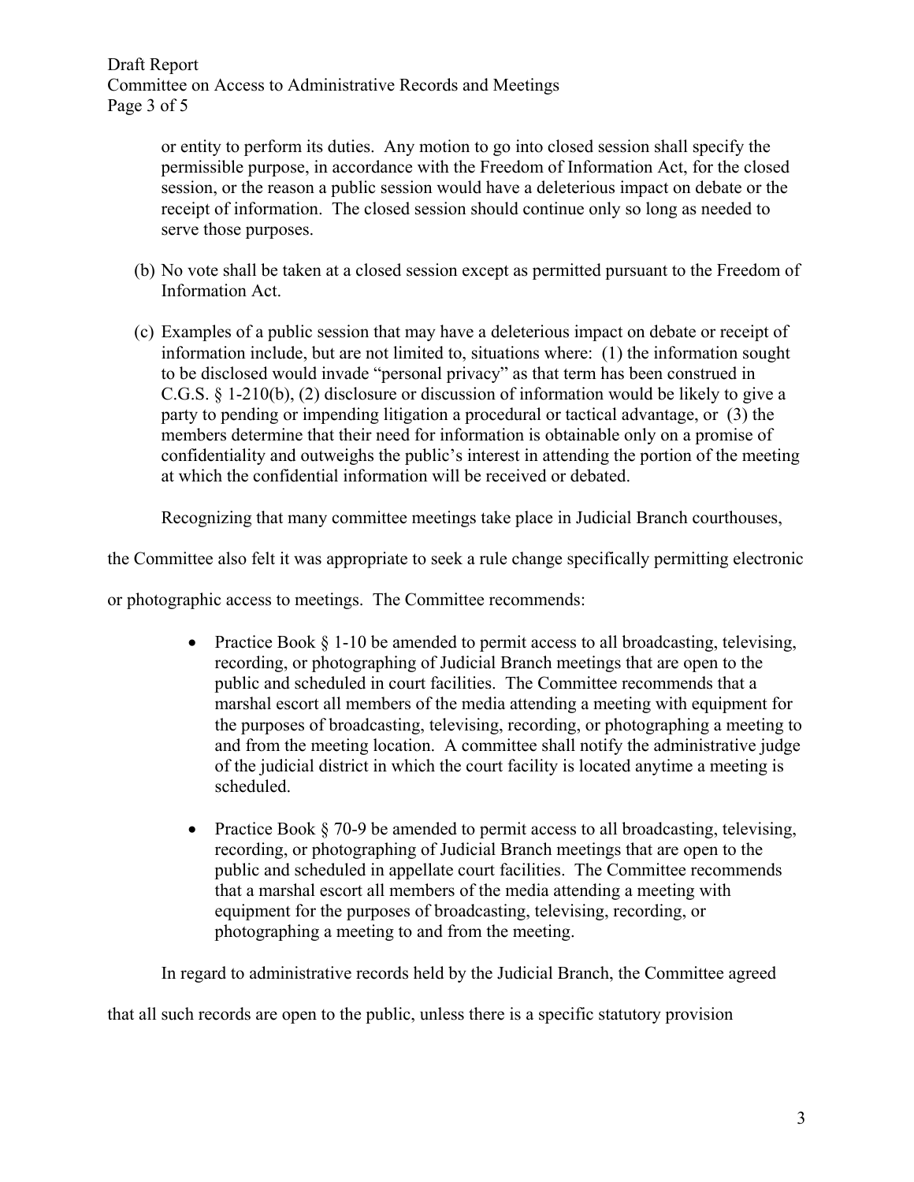or entity to perform its duties. Any motion to go into closed session shall specify the permissible purpose, in accordance with the Freedom of Information Act, for the closed session, or the reason a public session would have a deleterious impact on debate or the receipt of information. The closed session should continue only so long as needed to serve those purposes.

(b) No vote shall be taken at a closed session except as permitted pursuant to the Freedom of Information Act.

(c) Examples of a public session that may have a deleterious impact on debate or receipt of information include, but are not limited to, situations where: (1) the information sought to be disclosed would invade "personal privacy" as that term has been construed in C.G.S. § 1-210(b), (2) disclosure or discussion of information would be likely to give a party to pending or impending litigation a procedural or tactical advantage, or (3) the members determine that their need for information is obtainable only on a promise of confidentiality and outweighs the public's interest in attending the portion of the meeting at which the confidential information will be received or debated.

Recognizing that many committee meetings take place in Judicial Branch courthouses, the Committee also felt it was appropriate to seek a rule change specifically permitting electronic or photographic access to meetings. The Committee recommends:

- Practice Book § 1-10 be amended to permit access to all broadcasting, televising, recording, or photographing of Judicial Branch meetings that are open to the public and scheduled in court facilities. The Committee recommends that a marshal escort all members of the media attending a meeting with equipment for the purposes of broadcasting, televising, recording, or photographing a meeting to and from the meeting location. A committee shall notify the administrative judge of the judicial district in which the court facility is located anytime a meeting is scheduled.

- Practice Book § 70-9 be amended to permit access to all broadcasting, televising, recording, or photographing of Judicial Branch meetings that are open to the public and scheduled in appellate court facilities. The Committee recommends that a marshal escort all members of the media attending a meeting with equipment for the purposes of broadcasting, televising, recording, or photographing a meeting to and from the meeting.

In regard to administrative records held by the Judicial Branch, the Committee agreed that all such records are open to the public, unless there is a specific statutory provision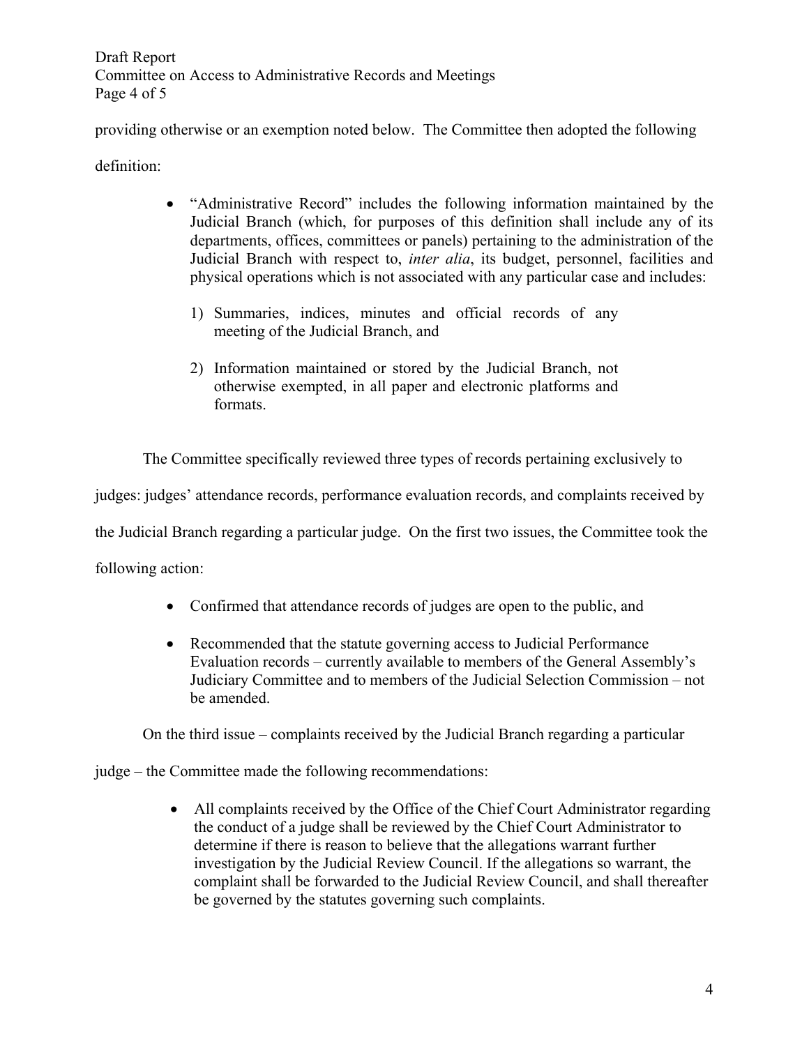providing otherwise or an exemption noted below. The Committee then adopted the following definition:

- "Administrative Record" includes the following information maintained by the Judicial Branch (which, for purposes of this definition shall include any of its departments, offices, committees or panels) pertaining to the administration of the Judicial Branch with respect to, *inter alia*, its budget, personnel, facilities and physical operations which is not associated with any particular case and includes:

    1) Summaries, indices, minutes and official records of any meeting of the Judicial Branch, and

    2) Information maintained or stored by the Judicial Branch, not otherwise exempted, in all paper and electronic platforms and formats.

The Committee specifically reviewed three types of records pertaining exclusively to judges: judges' attendance records, performance evaluation records, and complaints received by the Judicial Branch regarding a particular judge. On the first two issues, the Committee took the following action:

- Confirmed that attendance records of judges are open to the public, and

- Recommended that the statute governing access to Judicial Performance Evaluation records – currently available to members of the General Assembly's Judiciary Committee and to members of the Judicial Selection Commission – not be amended.

On the third issue – complaints received by the Judicial Branch regarding a particular judge – the Committee made the following recommendations:

- All complaints received by the Office of the Chief Court Administrator regarding the conduct of a judge shall be reviewed by the Chief Court Administrator to determine if there is reason to believe that the allegations warrant further investigation by the Judicial Review Council. If the allegations so warrant, the complaint shall be forwarded to the Judicial Review Council, and shall thereafter be governed by the statutes governing such complaints.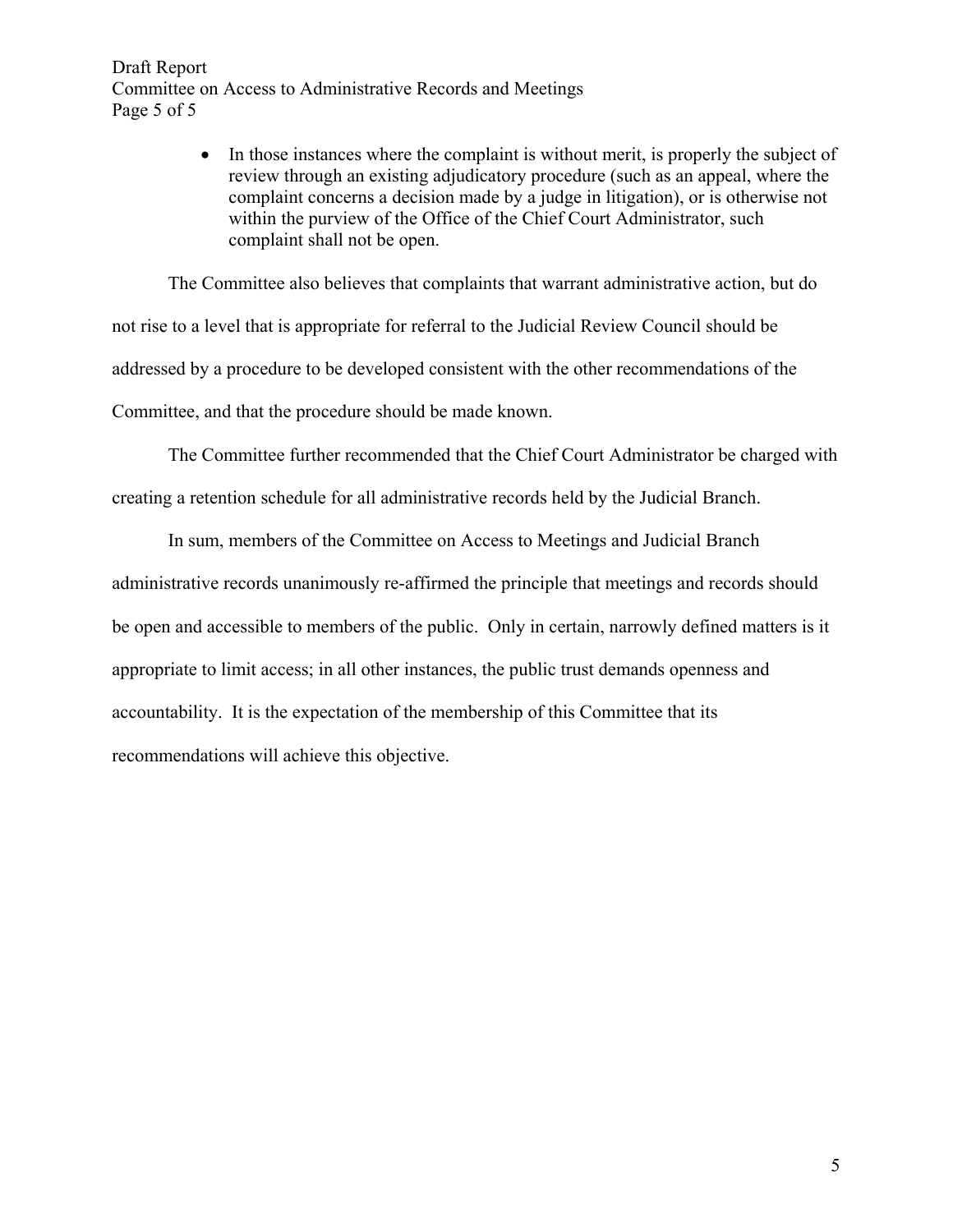- In those instances where the complaint is without merit, is properly the subject of review through an existing adjudicatory procedure (such as an appeal, where the complaint concerns a decision made by a judge in litigation), or is otherwise not within the purview of the Office of the Chief Court Administrator, such complaint shall not be open.

The Committee also believes that complaints that warrant administrative action, but do not rise to a level that is appropriate for referral to the Judicial Review Council should be addressed by a procedure to be developed consistent with the other recommendations of the Committee, and that the procedure should be made known.

The Committee further recommended that the Chief Court Administrator be charged with creating a retention schedule for all administrative records held by the Judicial Branch.

In sum, members of the Committee on Access to Meetings and Judicial Branch administrative records unanimously re-affirmed the principle that meetings and records should be open and accessible to members of the public. Only in certain, narrowly defined matters is it appropriate to limit access; in all other instances, the public trust demands openness and accountability. It is the expectation of the membership of this Committee that its recommendations will achieve this objective.